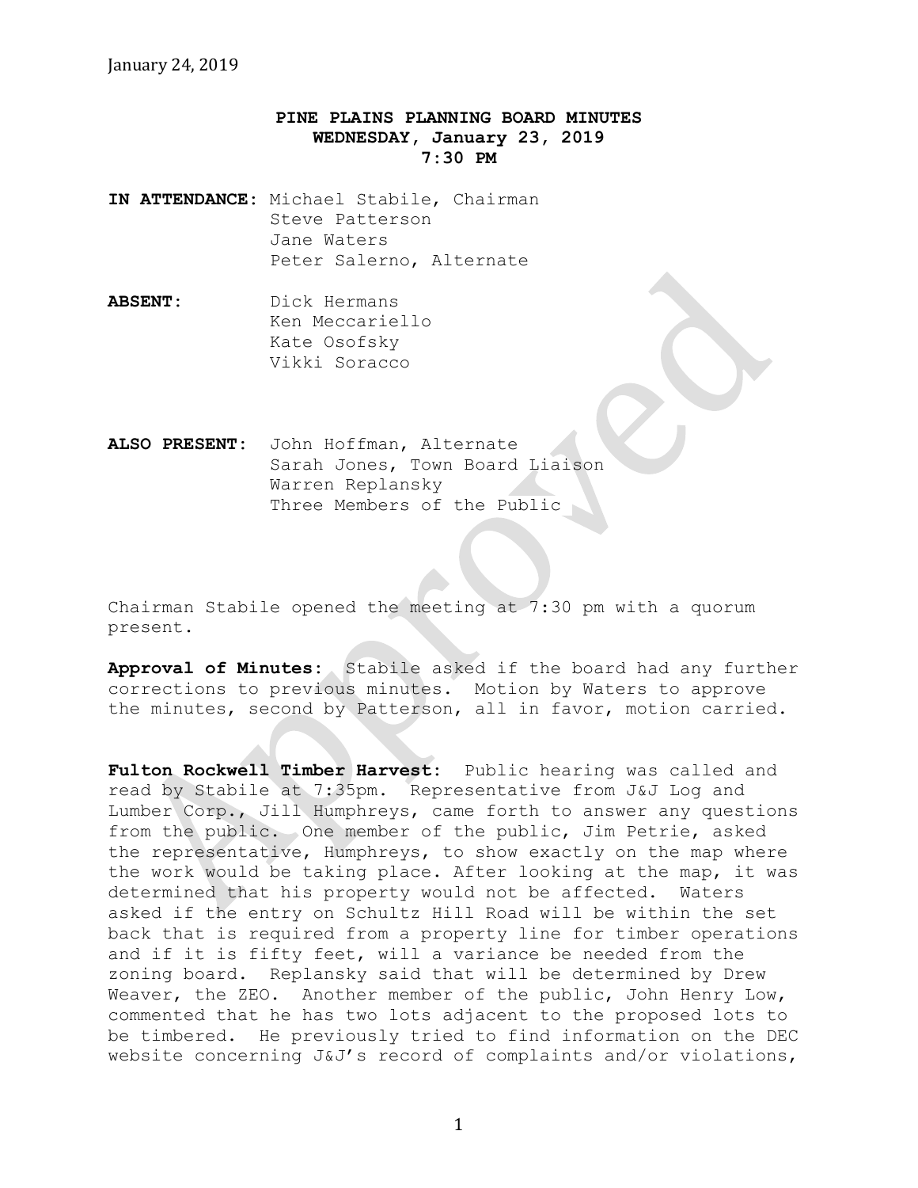January 24, 2019

**PINE PLAINS PLANNING BOARD MINUTES**
**WEDNESDAY, January 23, 2019**
**7:30 PM**

**IN ATTENDANCE:** Michael Stabile, Chairman
Steve Patterson
Jane Waters
Peter Salerno, Alternate

**ABSENT:** Dick Hermans
Ken Meccariello
Kate Osofsky
Vikki Soracco

**ALSO PRESENT:** John Hoffman, Alternate
Sarah Jones, Town Board Liaison
Warren Replansky
Three Members of the Public

Chairman Stabile opened the meeting at 7:30 pm with a quorum present.

**Approval of Minutes:** Stabile asked if the board had any further corrections to previous minutes. Motion by Waters to approve the minutes, second by Patterson, all in favor, motion carried.

**Fulton Rockwell Timber Harvest:** Public hearing was called and read by Stabile at 7:35pm. Representative from J&J Log and Lumber Corp., Jill Humphreys, came forth to answer any questions from the public. One member of the public, Jim Petrie, asked the representative, Humphreys, to show exactly on the map where the work would be taking place. After looking at the map, it was determined that his property would not be affected. Waters asked if the entry on Schultz Hill Road will be within the set back that is required from a property line for timber operations and if it is fifty feet, will a variance be needed from the zoning board. Replansky said that will be determined by Drew Weaver, the ZEO. Another member of the public, John Henry Low, commented that he has two lots adjacent to the proposed lots to be timbered. He previously tried to find information on the DEC website concerning J&J's record of complaints and/or violations,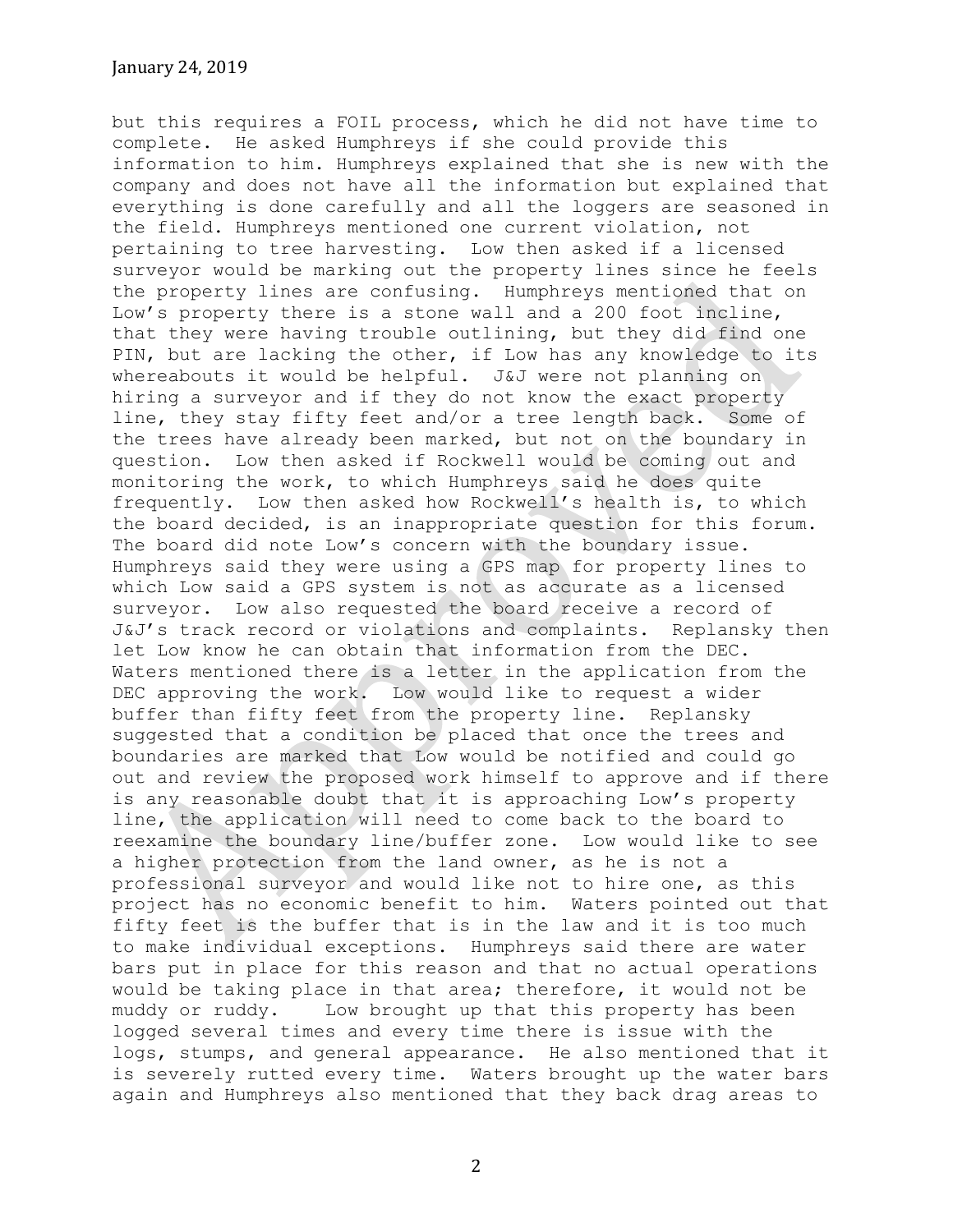but this requires a FOIL process, which he did not have time to complete. He asked Humphreys if she could provide this information to him. Humphreys explained that she is new with the company and does not have all the information but explained that everything is done carefully and all the loggers are seasoned in the field. Humphreys mentioned one current violation, not pertaining to tree harvesting. Low then asked if a licensed surveyor would be marking out the property lines since he feels the property lines are confusing. Humphreys mentioned that on Low's property there is a stone wall and a 200 foot incline, that they were having trouble outlining, but they did find one PIN, but are lacking the other, if Low has any knowledge to its whereabouts it would be helpful. J&J were not planning on hiring a surveyor and if they do not know the exact property line, they stay fifty feet and/or a tree length back. Some of the trees have already been marked, but not on the boundary in question. Low then asked if Rockwell would be coming out and monitoring the work, to which Humphreys said he does quite frequently. Low then asked how Rockwell's health is, to which the board decided, is an inappropriate question for this forum. The board did note Low's concern with the boundary issue. Humphreys said they were using a GPS map for property lines to which Low said a GPS system is not as accurate as a licensed surveyor. Low also requested the board receive a record of J&J's track record or violations and complaints. Replansky then let Low know he can obtain that information from the DEC. Waters mentioned there is a letter in the application from the DEC approving the work. Low would like to request a wider buffer than fifty feet from the property line. Replansky suggested that a condition be placed that once the trees and boundaries are marked that Low would be notified and could go out and review the proposed work himself to approve and if there is any reasonable doubt that it is approaching Low's property line, the application will need to come back to the board to reexamine the boundary line/buffer zone. Low would like to see a higher protection from the land owner, as he is not a professional surveyor and would like not to hire one, as this project has no economic benefit to him. Waters pointed out that fifty feet is the buffer that is in the law and it is too much to make individual exceptions. Humphreys said there are water bars put in place for this reason and that no actual operations would be taking place in that area; therefore, it would not be muddy or ruddy. Low brought up that this property has been logged several times and every time there is issue with the logs, stumps, and general appearance. He also mentioned that it is severely rutted every time. Waters brought up the water bars again and Humphreys also mentioned that they back drag areas to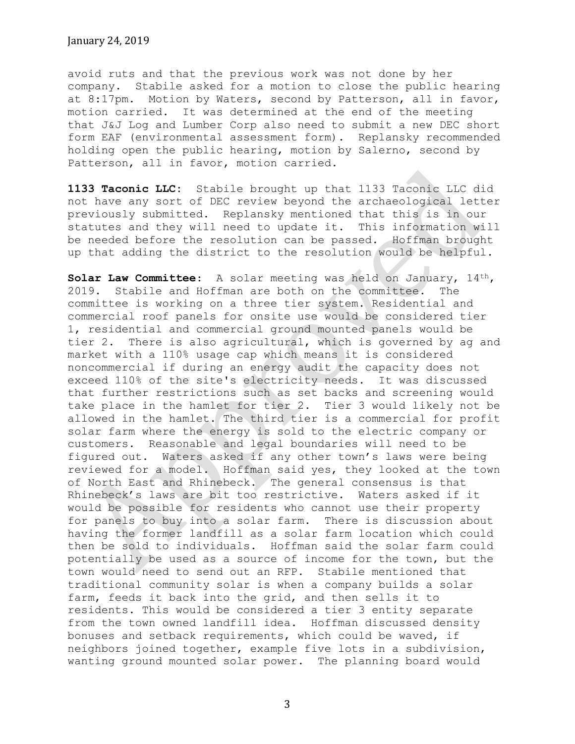avoid ruts and that the previous work was not done by her company. Stabile asked for a motion to close the public hearing at 8:17pm. Motion by Waters, second by Patterson, all in favor, motion carried. It was determined at the end of the meeting that J&J Log and Lumber Corp also need to submit a new DEC short form EAF (environmental assessment form). Replansky recommended holding open the public hearing, motion by Salerno, second by Patterson, all in favor, motion carried.

**1133 Taconic LLC:** Stabile brought up that 1133 Taconic LLC did not have any sort of DEC review beyond the archaeological letter previously submitted. Replansky mentioned that this is in our statutes and they will need to update it. This information will be needed before the resolution can be passed. Hoffman brought up that adding the district to the resolution would be helpful.

**Solar Law Committee:** A solar meeting was held on January, 14th, 2019. Stabile and Hoffman are both on the committee. The committee is working on a three tier system. Residential and commercial roof panels for onsite use would be considered tier 1, residential and commercial ground mounted panels would be tier 2. There is also agricultural, which is governed by ag and market with a 110% usage cap which means it is considered noncommercial if during an energy audit the capacity does not exceed 110% of the site's electricity needs. It was discussed that further restrictions such as set backs and screening would take place in the hamlet for tier 2. Tier 3 would likely not be allowed in the hamlet. The third tier is a commercial for profit solar farm where the energy is sold to the electric company or customers. Reasonable and legal boundaries will need to be figured out. Waters asked if any other town's laws were being reviewed for a model. Hoffman said yes, they looked at the town of North East and Rhinebeck. The general consensus is that Rhinebeck's laws are bit too restrictive. Waters asked if it would be possible for residents who cannot use their property for panels to buy into a solar farm. There is discussion about having the former landfill as a solar farm location which could then be sold to individuals. Hoffman said the solar farm could potentially be used as a source of income for the town, but the town would need to send out an RFP. Stabile mentioned that traditional community solar is when a company builds a solar farm, feeds it back into the grid, and then sells it to residents. This would be considered a tier 3 entity separate from the town owned landfill idea. Hoffman discussed density bonuses and setback requirements, which could be waved, if neighbors joined together, example five lots in a subdivision, wanting ground mounted solar power. The planning board would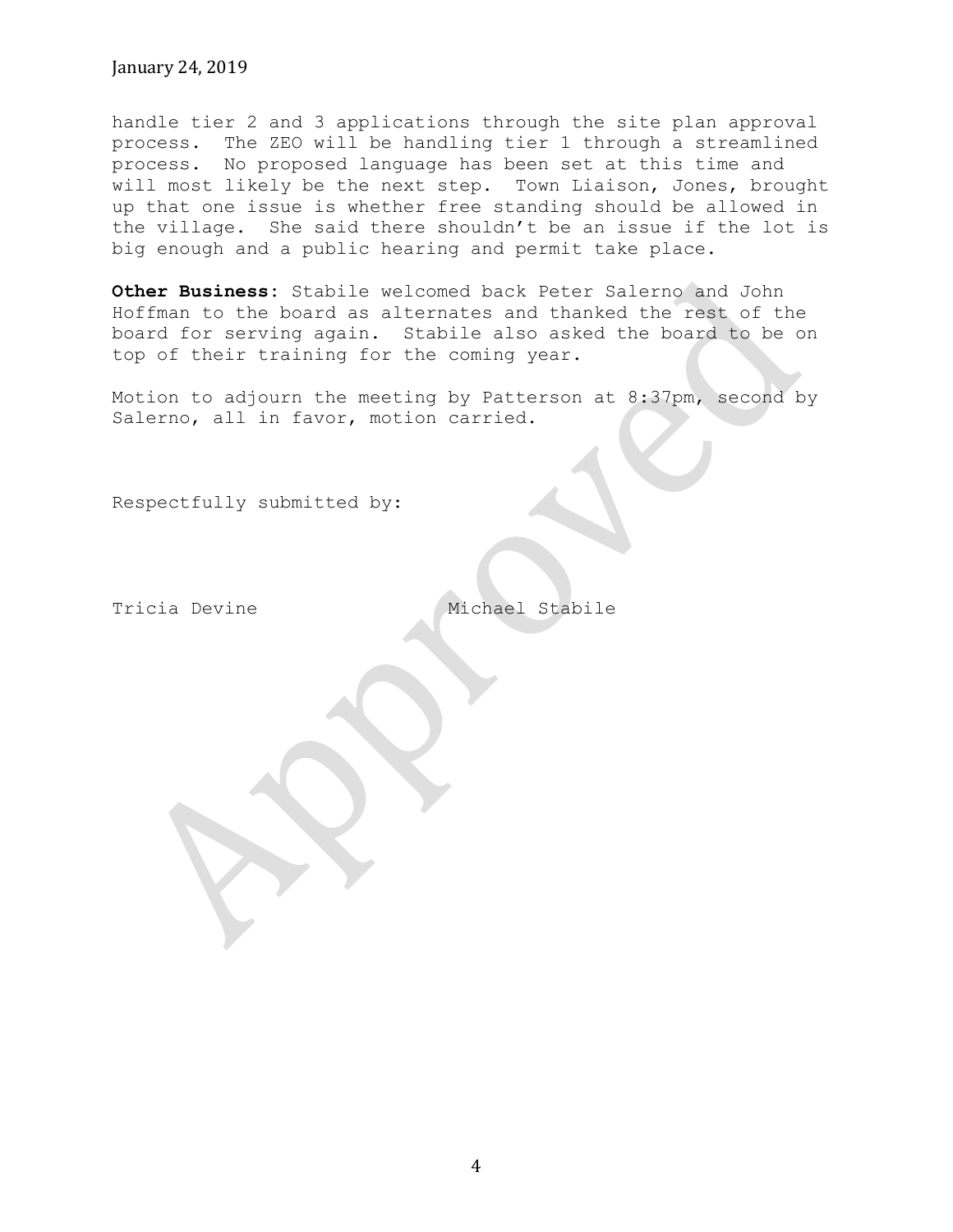handle tier 2 and 3 applications through the site plan approval process. The ZEO will be handling tier 1 through a streamlined process. No proposed language has been set at this time and will most likely be the next step. Town Liaison, Jones, brought up that one issue is whether free standing should be allowed in the village. She said there shouldn't be an issue if the lot is big enough and a public hearing and permit take place.

**Other Business:** Stabile welcomed back Peter Salerno and John Hoffman to the board as alternates and thanked the rest of the board for serving again. Stabile also asked the board to be on top of their training for the coming year.

Motion to adjourn the meeting by Patterson at 8:37pm, second by Salerno, all in favor, motion carried.

Respectfully submitted by:

Tricia Devine　　　　　　Michael Stabile

Approved